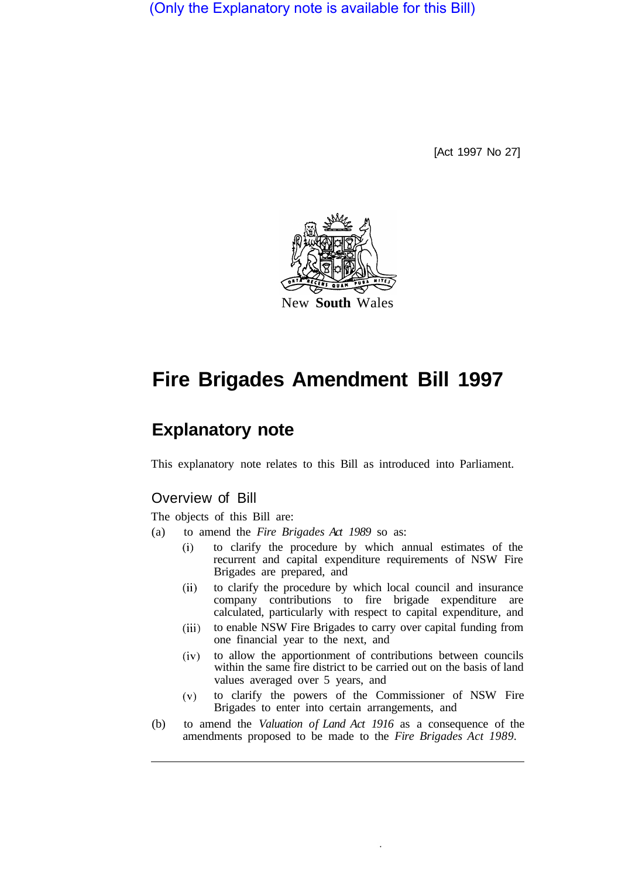(Only the Explanatory note is available for this Bill)

[Act 1997 No 27]

New South Wales

# Fire Brigades Amendment Bill 1997

## Explanatory note

This explanatory note relates to this Bill as introduced into Parliament.

### Overview of Bill

The objects of this Bill are:

(a) to amend the *Fire Brigades Act 1989* so as:

  (i) to clarify the procedure by which annual estimates of the recurrent and capital expenditure requirements of NSW Fire Brigades are prepared, and

  (ii) to clarify the procedure by which local council and insurance company contributions to fire brigade expenditure are calculated, particularly with respect to capital expenditure, and

  (iii) to enable NSW Fire Brigades to carry over capital funding from one financial year to the next, and

  (iv) to allow the apportionment of contributions between councils within the same fire district to be carried out on the basis of land values averaged over 5 years, and

  (v) to clarify the powers of the Commissioner of NSW Fire Brigades to enter into certain arrangements, and

(b) to amend the *Valuation of Land Act 1916* as a consequence of the amendments proposed to be made to the *Fire Brigades Act 1989*.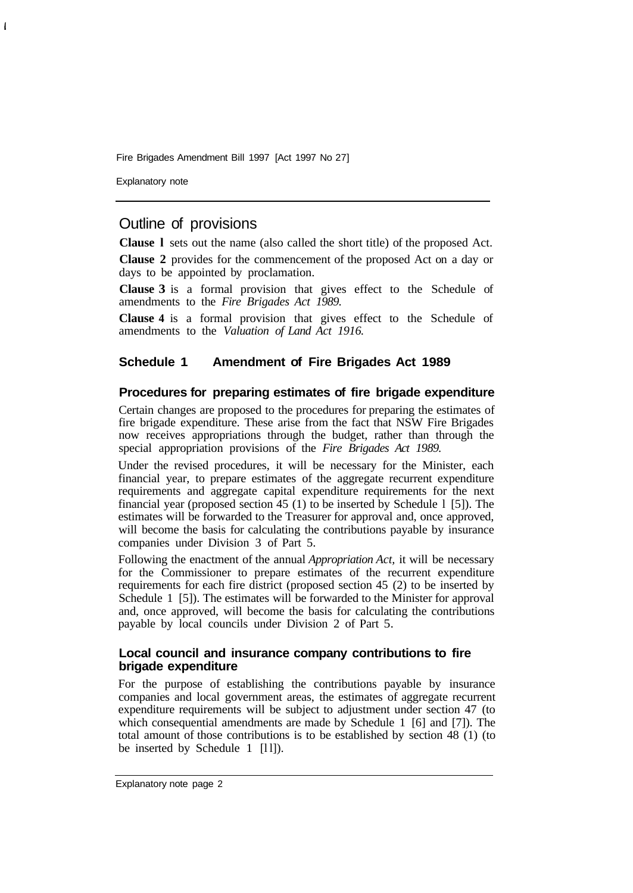## Outline of provisions

**Clause 1** sets out the name (also called the short title) of the proposed Act.

**Clause 2** provides for the commencement of the proposed Act on a day or days to be appointed by proclamation.

**Clause 3** is a formal provision that gives effect to the Schedule of amendments to the *Fire Brigades Act 1989.*

**Clause 4** is a formal provision that gives effect to the Schedule of amendments to the *Valuation of Land Act 1916.*

### Schedule 1 Amendment of Fire Brigades Act 1989

#### Procedures for preparing estimates of fire brigade expenditure

Certain changes are proposed to the procedures for preparing the estimates of fire brigade expenditure. These arise from the fact that NSW Fire Brigades now receives appropriations through the budget, rather than through the special appropriation provisions of the *Fire Brigades Act 1989.*

Under the revised procedures, it will be necessary for the Minister, each financial year, to prepare estimates of the aggregate recurrent expenditure requirements and aggregate capital expenditure requirements for the next financial year (proposed section 45 (1) to be inserted by Schedule 1 [5]). The estimates will be forwarded to the Treasurer for approval and, once approved, will become the basis for calculating the contributions payable by insurance companies under Division 3 of Part 5.

Following the enactment of the annual *Appropriation Act,* it will be necessary for the Commissioner to prepare estimates of the recurrent expenditure requirements for each fire district (proposed section 45 (2) to be inserted by Schedule 1 [5]). The estimates will be forwarded to the Minister for approval and, once approved, will become the basis for calculating the contributions payable by local councils under Division 2 of Part 5.

#### Local council and insurance company contributions to fire brigade expenditure

For the purpose of establishing the contributions payable by insurance companies and local government areas, the estimates of aggregate recurrent expenditure requirements will be subject to adjustment under section 47 (to which consequential amendments are made by Schedule 1 [6] and [7]). The total amount of those contributions is to be established by section 48 (1) (to be inserted by Schedule 1 [11]).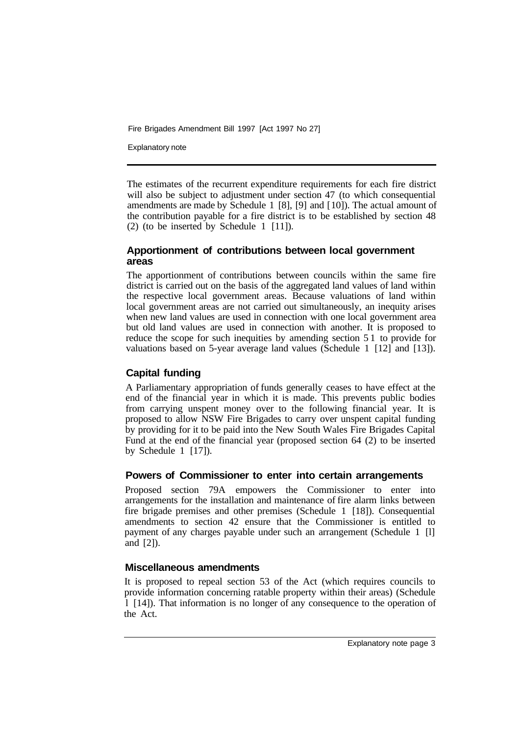The estimates of the recurrent expenditure requirements for each fire district will also be subject to adjustment under section 47 (to which consequential amendments are made by Schedule 1 [8], [9] and [10]). The actual amount of the contribution payable for a fire district is to be established by section 48 (2) (to be inserted by Schedule 1 [11]).

### Apportionment of contributions between local government areas

The apportionment of contributions between councils within the same fire district is carried out on the basis of the aggregated land values of land within the respective local government areas. Because valuations of land within local government areas are not carried out simultaneously, an inequity arises when new land values are used in connection with one local government area but old land values are used in connection with another. It is proposed to reduce the scope for such inequities by amending section 51 to provide for valuations based on 5-year average land values (Schedule 1 [12] and [13]).

### Capital funding

A Parliamentary appropriation of funds generally ceases to have effect at the end of the financial year in which it is made. This prevents public bodies from carrying unspent money over to the following financial year. It is proposed to allow NSW Fire Brigades to carry over unspent capital funding by providing for it to be paid into the New South Wales Fire Brigades Capital Fund at the end of the financial year (proposed section 64 (2) to be inserted by Schedule 1 [17]).

### Powers of Commissioner to enter into certain arrangements

Proposed section 79A empowers the Commissioner to enter into arrangements for the installation and maintenance of fire alarm links between fire brigade premises and other premises (Schedule 1 [18]). Consequential amendments to section 42 ensure that the Commissioner is entitled to payment of any charges payable under such an arrangement (Schedule 1 [1] and [2]).

### Miscellaneous amendments

It is proposed to repeal section 53 of the Act (which requires councils to provide information concerning ratable property within their areas) (Schedule 1 [14]). That information is no longer of any consequence to the operation of the Act.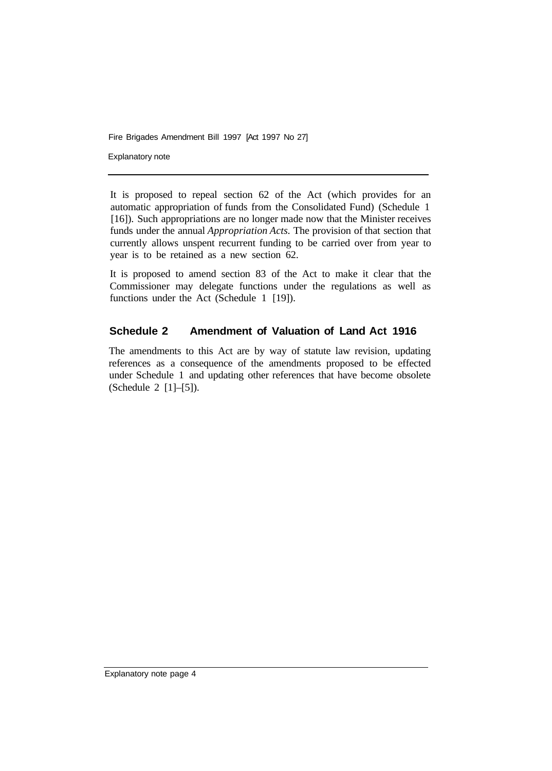It is proposed to repeal section 62 of the Act (which provides for an automatic appropriation of funds from the Consolidated Fund) (Schedule 1 [16]). Such appropriations are no longer made now that the Minister receives funds under the annual *Appropriation Acts*. The provision of that section that currently allows unspent recurrent funding to be carried over from year to year is to be retained as a new section 62.

It is proposed to amend section 83 of the Act to make it clear that the Commissioner may delegate functions under the regulations as well as functions under the Act (Schedule 1 [19]).

## Schedule 2 Amendment of Valuation of Land Act 1916

The amendments to this Act are by way of statute law revision, updating references as a consequence of the amendments proposed to be effected under Schedule 1 and updating other references that have become obsolete (Schedule 2 [1]–[5]).